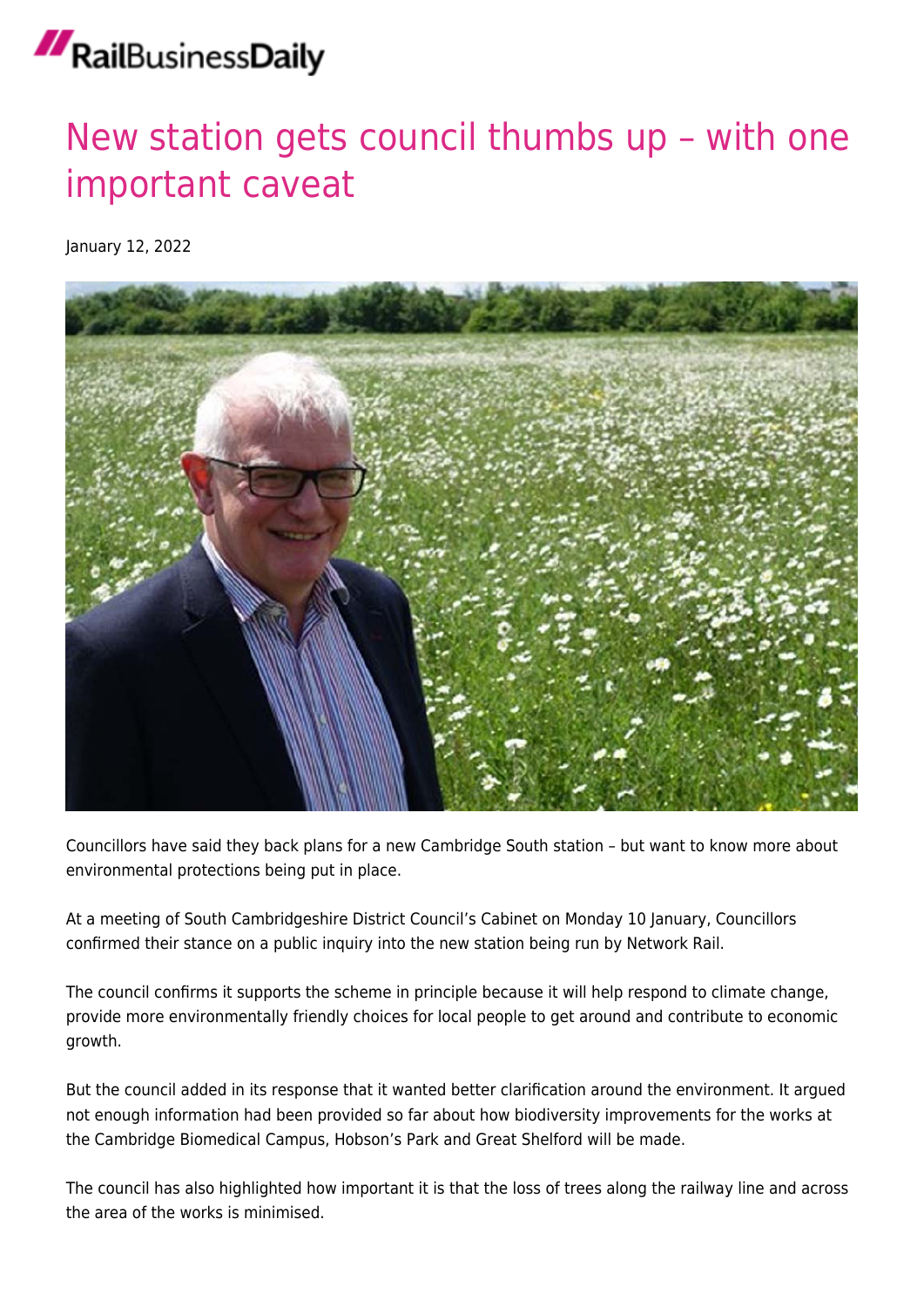# New station gets council thumbs up – with one important caveat

January 12, 2022

Councillors have said they back plans for a new Cambridge South station – but want to know more about environmental protections being put in place.

At a meeting of South Cambridgeshire District Council's Cabinet on Monday 10 January, Councillors confirmed their stance on a public inquiry into the new station being run by Network Rail.

The council confirms it supports the scheme in principle because it will help respond to climate change, provide more environmentally friendly choices for local people to get around and contribute to economic growth.

But the council added in its response that it wanted better clarification around the environment. It argued not enough information had been provided so far about how biodiversity improvements for the works at the Cambridge Biomedical Campus, Hobson's Park and Great Shelford will be made.

The council has also highlighted how important it is that the loss of trees along the railway line and across the area of the works is minimised.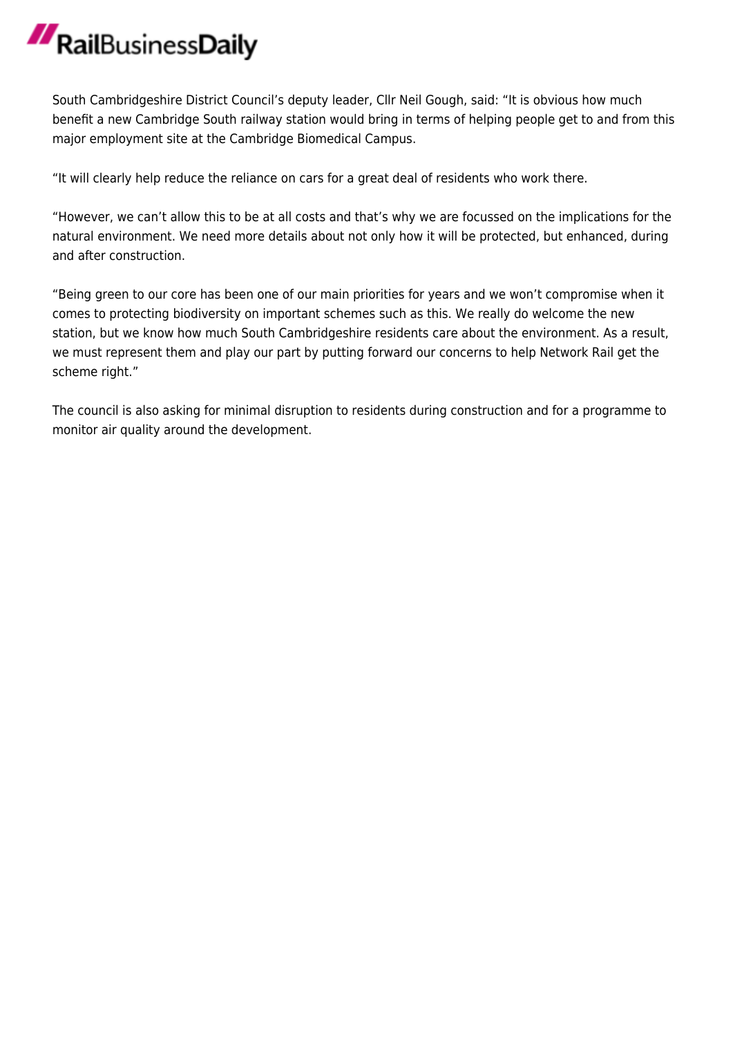South Cambridgeshire District Council's deputy leader, Cllr Neil Gough, said: "It is obvious how much benefit a new Cambridge South railway station would bring in terms of helping people get to and from this major employment site at the Cambridge Biomedical Campus.

"It will clearly help reduce the reliance on cars for a great deal of residents who work there.

"However, we can't allow this to be at all costs and that's why we are focussed on the implications for the natural environment. We need more details about not only how it will be protected, but enhanced, during and after construction.

"Being green to our core has been one of our main priorities for years and we won't compromise when it comes to protecting biodiversity on important schemes such as this. We really do welcome the new station, but we know how much South Cambridgeshire residents care about the environment. As a result, we must represent them and play our part by putting forward our concerns to help Network Rail get the scheme right."

The council is also asking for minimal disruption to residents during construction and for a programme to monitor air quality around the development.